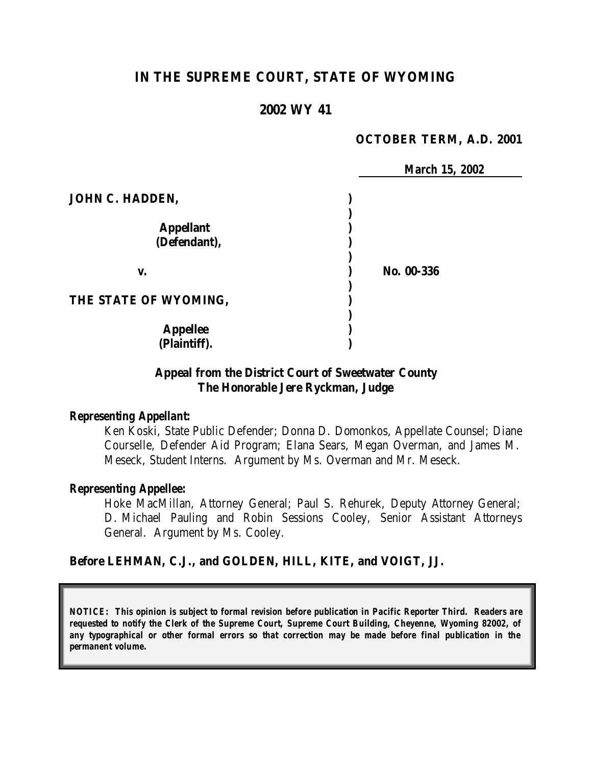# IN THE SUPREME COURT, STATE OF WYOMING

## 2002 WY 41

**OCTOBER TERM, A.D. 2001**

**March 15, 2002**

| | | |
|---|---|---|
| **JOHN C. HADDEN,** | ) | |
| | ) | |
| **Appellant** | ) | |
| **(Defendant),** | ) | |
| | ) | |
| **v.** | ) | **No. 00-336** |
| | ) | |
| **THE STATE OF WYOMING,** | ) | |
| | ) | |
| **Appellee** | ) | |
| **(Plaintiff).** | ) | |

**Appeal from the District Court of Sweetwater County**
**The Honorable Jere Ryckman, Judge**

***Representing Appellant:***

Ken Koski, State Public Defender; Donna D. Domonkos, Appellate Counsel; Diane Courselle, Defender Aid Program; Elana Sears, Megan Overman, and James M. Meseck, Student Interns. Argument by Ms. Overman and Mr. Meseck.

***Representing Appellee:***

Hoke MacMillan, Attorney General; Paul S. Rehurek, Deputy Attorney General; D. Michael Pauling and Robin Sessions Cooley, Senior Assistant Attorneys General. Argument by Ms. Cooley.

**Before LEHMAN, C.J., and GOLDEN, HILL, KITE, and VOIGT, JJ.**

***NOTICE: This opinion is subject to formal revision before publication in Pacific Reporter Third. Readers are requested to notify the Clerk of the Supreme Court, Supreme Court Building, Cheyenne, Wyoming 82002, of any typographical or other formal errors so that correction may be made before final publication in the permanent volume.***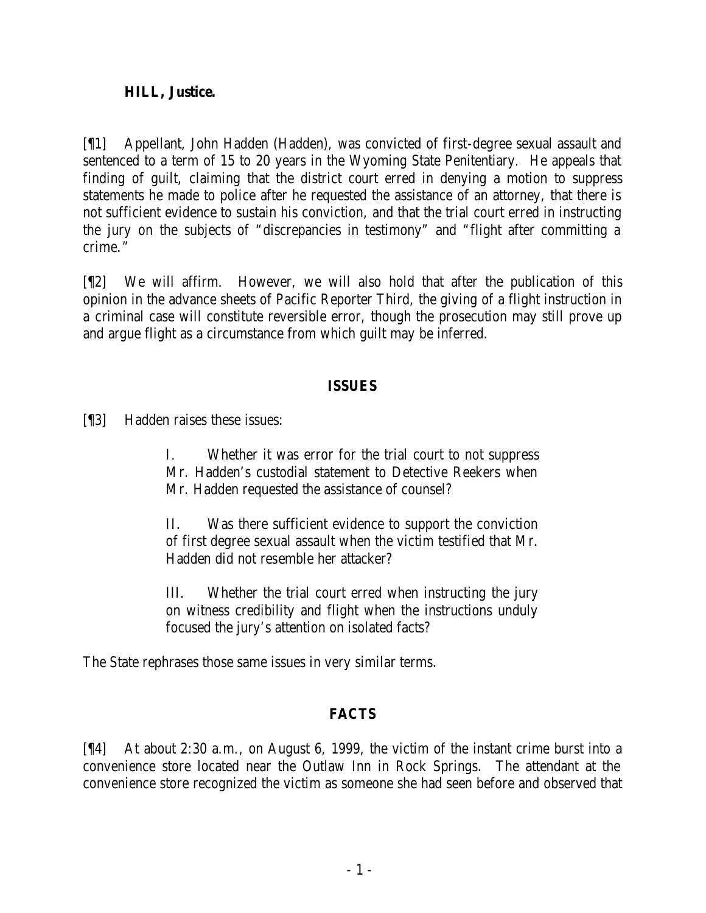**HILL, Justice.**

[¶1] Appellant, John Hadden (Hadden), was convicted of first-degree sexual assault and sentenced to a term of 15 to 20 years in the Wyoming State Penitentiary. He appeals that finding of guilt, claiming that the district court erred in denying a motion to suppress statements he made to police after he requested the assistance of an attorney, that there is not sufficient evidence to sustain his conviction, and that the trial court erred in instructing the jury on the subjects of "discrepancies in testimony" and "flight after committing a crime."

[¶2] We will affirm. However, we will also hold that after the publication of this opinion in the advance sheets of Pacific Reporter Third, the giving of a flight instruction in a criminal case will constitute reversible error, though the prosecution may still prove up and argue flight as a circumstance from which guilt may be inferred.

## ISSUES

[¶3] Hadden raises these issues:

> I. Whether it was error for the trial court to not suppress Mr. Hadden's custodial statement to Detective Reekers when Mr. Hadden requested the assistance of counsel?
>
> II. Was there sufficient evidence to support the conviction of first degree sexual assault when the victim testified that Mr. Hadden did not resemble her attacker?
>
> III. Whether the trial court erred when instructing the jury on witness credibility and flight when the instructions unduly focused the jury's attention on isolated facts?

The State rephrases those same issues in very similar terms.

## FACTS

[¶4] At about 2:30 a.m., on August 6, 1999, the victim of the instant crime burst into a convenience store located near the Outlaw Inn in Rock Springs. The attendant at the convenience store recognized the victim as someone she had seen before and observed that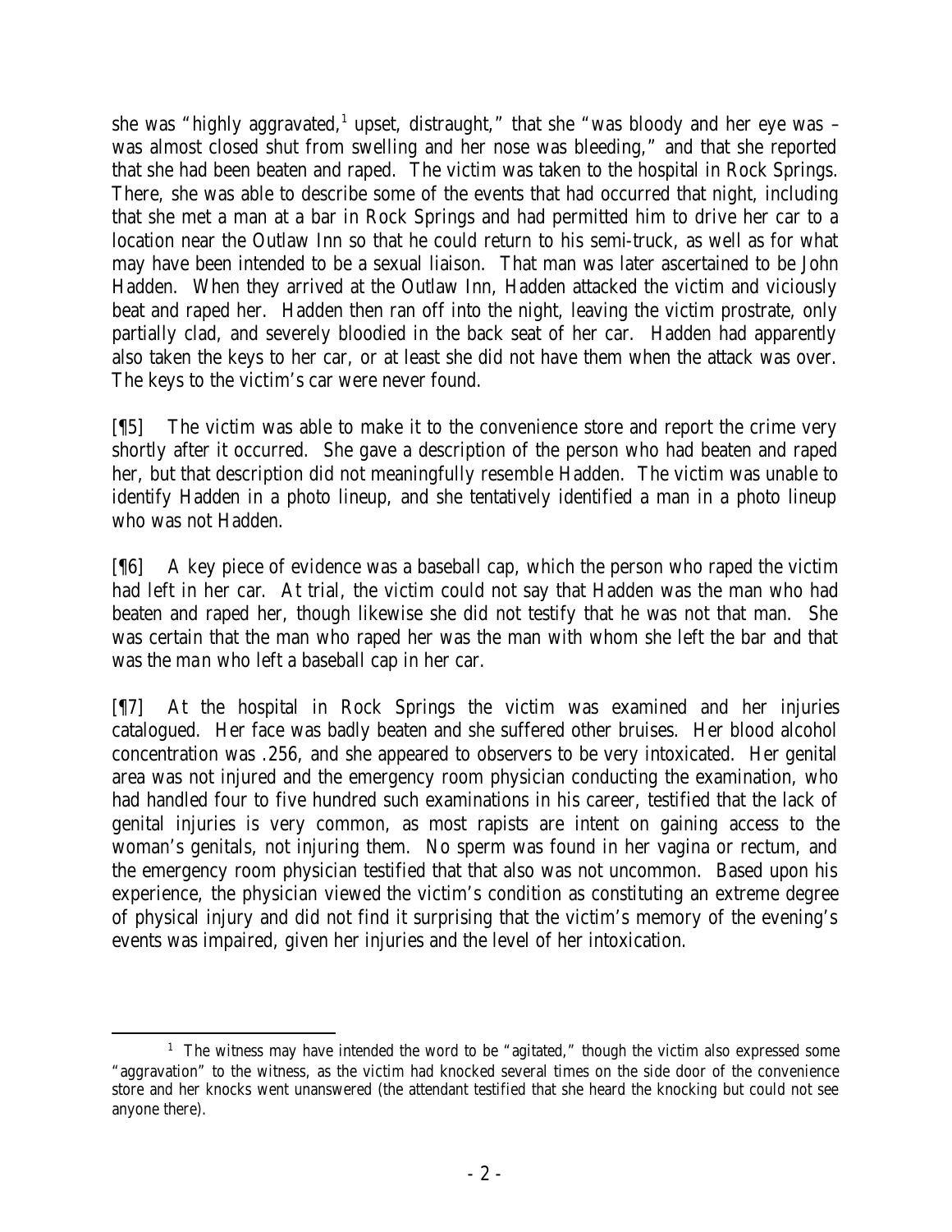she was "highly aggravated,[1] upset, distraught," that she "was bloody and her eye was – was almost closed shut from swelling and her nose was bleeding," and that she reported that she had been beaten and raped. The victim was taken to the hospital in Rock Springs. There, she was able to describe some of the events that had occurred that night, including that she met a man at a bar in Rock Springs and had permitted him to drive her car to a location near the Outlaw Inn so that he could return to his semi-truck, as well as for what may have been intended to be a sexual liaison. That man was later ascertained to be John Hadden. When they arrived at the Outlaw Inn, Hadden attacked the victim and viciously beat and raped her. Hadden then ran off into the night, leaving the victim prostrate, only partially clad, and severely bloodied in the back seat of her car. Hadden had apparently also taken the keys to her car, or at least she did not have them when the attack was over. The keys to the victim's car were never found.

[¶5] The victim was able to make it to the convenience store and report the crime very shortly after it occurred. She gave a description of the person who had beaten and raped her, but that description did not meaningfully resemble Hadden. The victim was unable to identify Hadden in a photo lineup, and she tentatively identified a man in a photo lineup who was not Hadden.

[¶6] A key piece of evidence was a baseball cap, which the person who raped the victim had left in her car. At trial, the victim could not say that Hadden was the man who had beaten and raped her, though likewise she did not testify that he was not that man. She was certain that the man who raped her was the man with whom she left the bar and that was the man who left a baseball cap in her car.

[¶7] At the hospital in Rock Springs the victim was examined and her injuries catalogued. Her face was badly beaten and she suffered other bruises. Her blood alcohol concentration was .256, and she appeared to observers to be very intoxicated. Her genital area was not injured and the emergency room physician conducting the examination, who had handled four to five hundred such examinations in his career, testified that the lack of genital injuries is very common, as most rapists are intent on gaining access to the woman's genitals, not injuring them. No sperm was found in her vagina or rectum, and the emergency room physician testified that that also was not uncommon. Based upon his experience, the physician viewed the victim's condition as constituting an extreme degree of physical injury and did not find it surprising that the victim's memory of the evening's events was impaired, given her injuries and the level of her intoxication.

[1] The witness may have intended the word to be "agitated," though the victim also expressed some "aggravation" to the witness, as the victim had knocked several times on the side door of the convenience store and her knocks went unanswered (the attendant testified that she heard the knocking but could not see anyone there).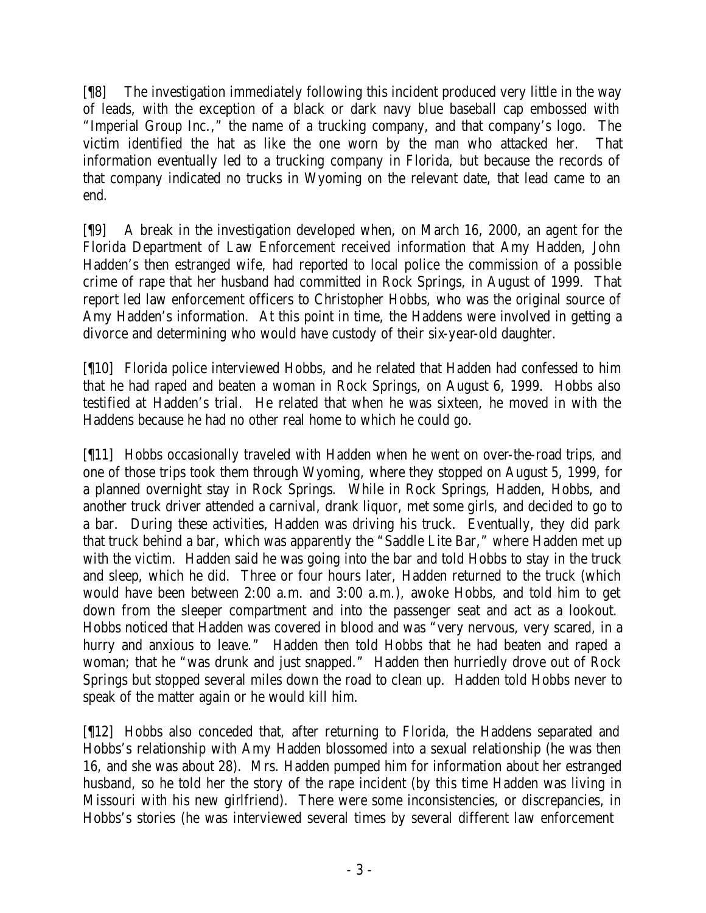[¶8] The investigation immediately following this incident produced very little in the way of leads, with the exception of a black or dark navy blue baseball cap embossed with "Imperial Group Inc.," the name of a trucking company, and that company's logo. The victim identified the hat as like the one worn by the man who attacked her. That information eventually led to a trucking company in Florida, but because the records of that company indicated no trucks in Wyoming on the relevant date, that lead came to an end.

[¶9] A break in the investigation developed when, on March 16, 2000, an agent for the Florida Department of Law Enforcement received information that Amy Hadden, John Hadden's then estranged wife, had reported to local police the commission of a possible crime of rape that her husband had committed in Rock Springs, in August of 1999. That report led law enforcement officers to Christopher Hobbs, who was the original source of Amy Hadden's information. At this point in time, the Haddens were involved in getting a divorce and determining who would have custody of their six-year-old daughter.

[¶10] Florida police interviewed Hobbs, and he related that Hadden had confessed to him that he had raped and beaten a woman in Rock Springs, on August 6, 1999. Hobbs also testified at Hadden's trial. He related that when he was sixteen, he moved in with the Haddens because he had no other real home to which he could go.

[¶11] Hobbs occasionally traveled with Hadden when he went on over-the-road trips, and one of those trips took them through Wyoming, where they stopped on August 5, 1999, for a planned overnight stay in Rock Springs. While in Rock Springs, Hadden, Hobbs, and another truck driver attended a carnival, drank liquor, met some girls, and decided to go to a bar. During these activities, Hadden was driving his truck. Eventually, they did park that truck behind a bar, which was apparently the "Saddle Lite Bar," where Hadden met up with the victim. Hadden said he was going into the bar and told Hobbs to stay in the truck and sleep, which he did. Three or four hours later, Hadden returned to the truck (which would have been between 2:00 a.m. and 3:00 a.m.), awoke Hobbs, and told him to get down from the sleeper compartment and into the passenger seat and act as a lookout. Hobbs noticed that Hadden was covered in blood and was "very nervous, very scared, in a hurry and anxious to leave." Hadden then told Hobbs that he had beaten and raped a woman; that he "was drunk and just snapped." Hadden then hurriedly drove out of Rock Springs but stopped several miles down the road to clean up. Hadden told Hobbs never to speak of the matter again or he would kill him.

[¶12] Hobbs also conceded that, after returning to Florida, the Haddens separated and Hobbs's relationship with Amy Hadden blossomed into a sexual relationship (he was then 16, and she was about 28). Mrs. Hadden pumped him for information about her estranged husband, so he told her the story of the rape incident (by this time Hadden was living in Missouri with his new girlfriend). There were some inconsistencies, or discrepancies, in Hobbs's stories (he was interviewed several times by several different law enforcement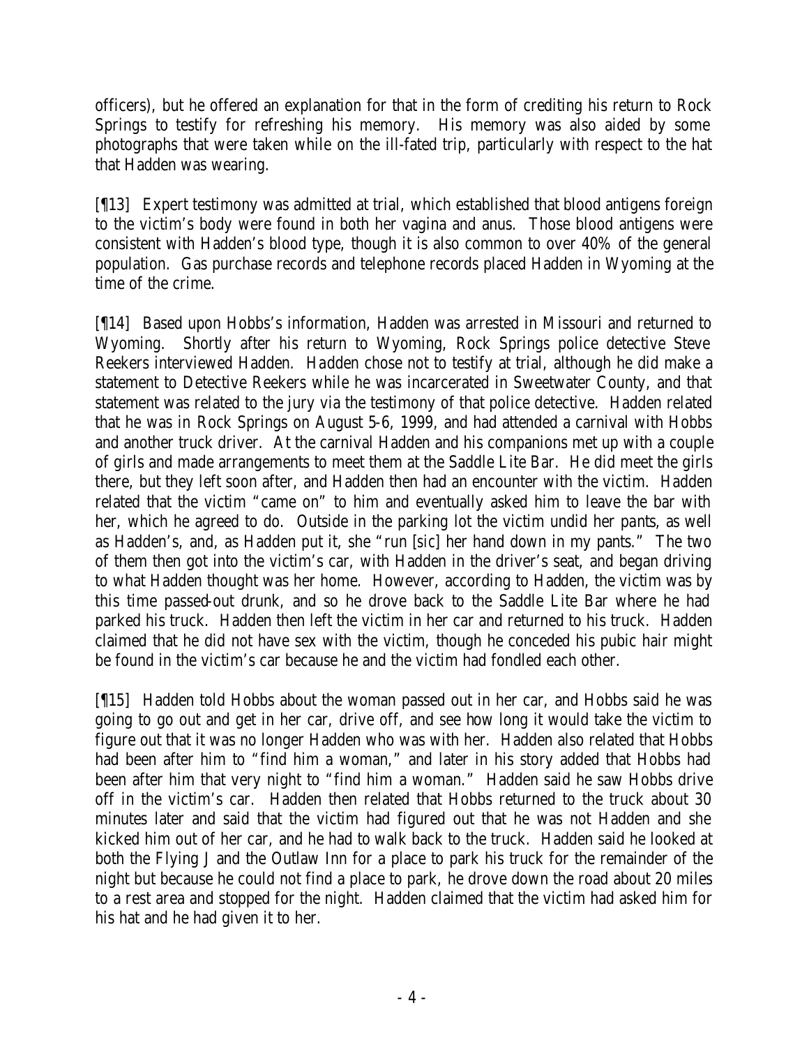officers), but he offered an explanation for that in the form of crediting his return to Rock Springs to testify for refreshing his memory. His memory was also aided by some photographs that were taken while on the ill-fated trip, particularly with respect to the hat that Hadden was wearing.

[¶13] Expert testimony was admitted at trial, which established that blood antigens foreign to the victim's body were found in both her vagina and anus. Those blood antigens were consistent with Hadden's blood type, though it is also common to over 40% of the general population. Gas purchase records and telephone records placed Hadden in Wyoming at the time of the crime.

[¶14] Based upon Hobbs's information, Hadden was arrested in Missouri and returned to Wyoming. Shortly after his return to Wyoming, Rock Springs police detective Steve Reekers interviewed Hadden. Hadden chose not to testify at trial, although he did make a statement to Detective Reekers while he was incarcerated in Sweetwater County, and that statement was related to the jury via the testimony of that police detective. Hadden related that he was in Rock Springs on August 5-6, 1999, and had attended a carnival with Hobbs and another truck driver. At the carnival Hadden and his companions met up with a couple of girls and made arrangements to meet them at the Saddle Lite Bar. He did meet the girls there, but they left soon after, and Hadden then had an encounter with the victim. Hadden related that the victim "came on" to him and eventually asked him to leave the bar with her, which he agreed to do. Outside in the parking lot the victim undid her pants, as well as Hadden's, and, as Hadden put it, she "run [*sic*] her hand down in my pants." The two of them then got into the victim's car, with Hadden in the driver's seat, and began driving to what Hadden thought was her home. However, according to Hadden, the victim was by this time passed-out drunk, and so he drove back to the Saddle Lite Bar where he had parked his truck. Hadden then left the victim in her car and returned to his truck. Hadden claimed that he did not have sex with the victim, though he conceded his pubic hair might be found in the victim's car because he and the victim had fondled each other.

[¶15] Hadden told Hobbs about the woman passed out in her car, and Hobbs said he was going to go out and get in her car, drive off, and see how long it would take the victim to figure out that it was no longer Hadden who was with her. Hadden also related that Hobbs had been after him to "find him a woman," and later in his story added that Hobbs had been after him that very night to "find him a woman." Hadden said he saw Hobbs drive off in the victim's car. Hadden then related that Hobbs returned to the truck about 30 minutes later and said that the victim had figured out that he was not Hadden and she kicked him out of her car, and he had to walk back to the truck. Hadden said he looked at both the Flying J and the Outlaw Inn for a place to park his truck for the remainder of the night but because he could not find a place to park, he drove down the road about 20 miles to a rest area and stopped for the night. Hadden claimed that the victim had asked him for his hat and he had given it to her.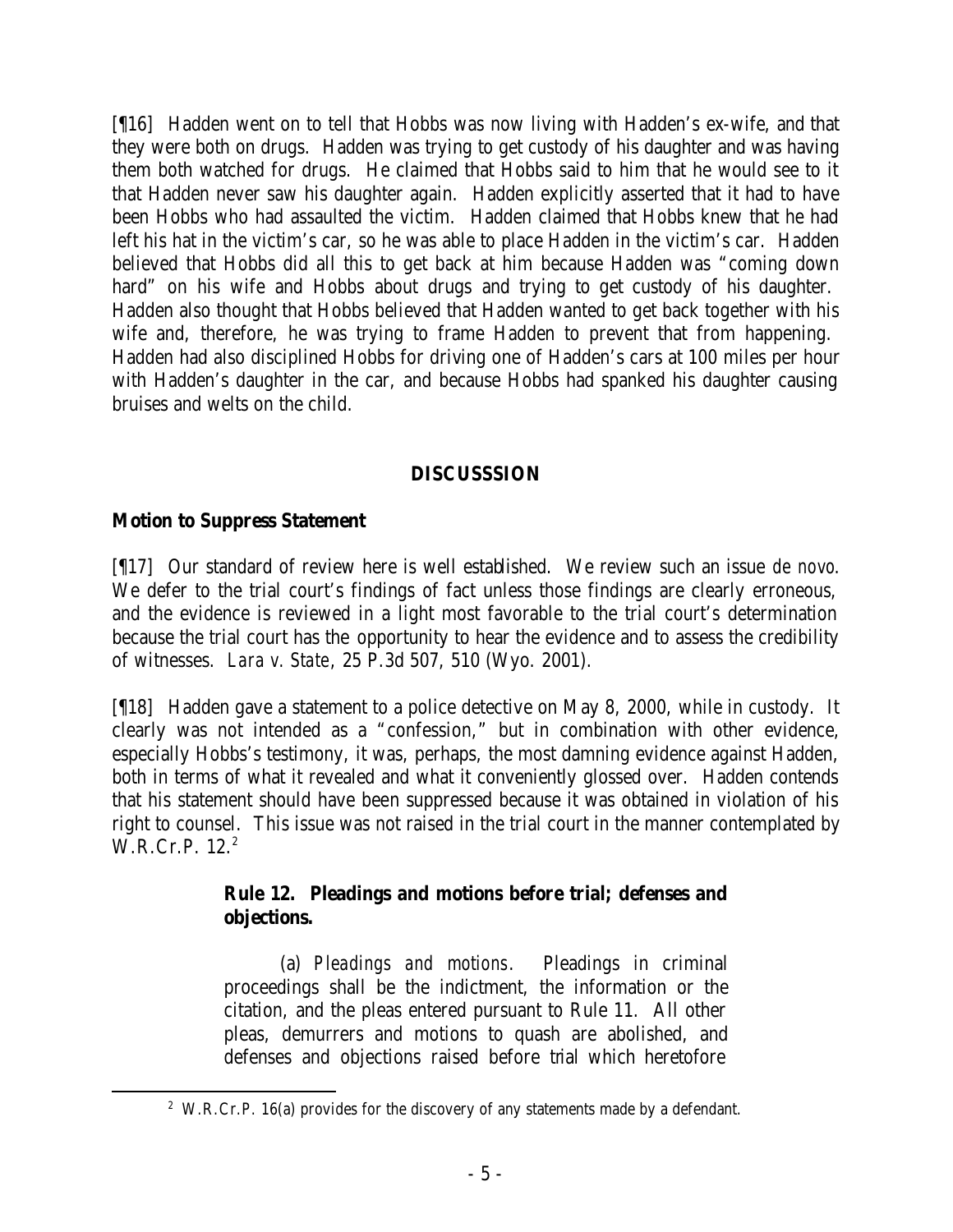[¶16] Hadden went on to tell that Hobbs was now living with Hadden's ex-wife, and that they were both on drugs. Hadden was trying to get custody of his daughter and was having them both watched for drugs. He claimed that Hobbs said to him that he would see to it that Hadden never saw his daughter again. Hadden explicitly asserted that it had to have been Hobbs who had assaulted the victim. Hadden claimed that Hobbs knew that he had left his hat in the victim's car, so he was able to place Hadden in the victim's car. Hadden believed that Hobbs did all this to get back at him because Hadden was "coming down hard" on his wife and Hobbs about drugs and trying to get custody of his daughter. Hadden also thought that Hobbs believed that Hadden wanted to get back together with his wife and, therefore, he was trying to frame Hadden to prevent that from happening. Hadden had also disciplined Hobbs for driving one of Hadden's cars at 100 miles per hour with Hadden's daughter in the car, and because Hobbs had spanked his daughter causing bruises and welts on the child.

## DISCUSSSION

### Motion to Suppress Statement

[¶17] Our standard of review here is well established. We review such an issue *de novo*. We defer to the trial court's findings of fact unless those findings are clearly erroneous, and the evidence is reviewed in a light most favorable to the trial court's determination because the trial court has the opportunity to hear the evidence and to assess the credibility of witnesses. *Lara v. State*, 25 P.3d 507, 510 (Wyo. 2001).

[¶18] Hadden gave a statement to a police detective on May 8, 2000, while in custody. It clearly was not intended as a "confession," but in combination with other evidence, especially Hobbs's testimony, it was, perhaps, the most damning evidence against Hadden, both in terms of what it revealed and what it conveniently glossed over. Hadden contends that his statement should have been suppressed because it was obtained in violation of his right to counsel. This issue was not raised in the trial court in the manner contemplated by W.R.Cr.P. 12.[2]

> **Rule 12. Pleadings and motions before trial; defenses and objections.**
>
> (a) *Pleadings and motions*. Pleadings in criminal proceedings shall be the indictment, the information or the citation, and the pleas entered pursuant to Rule 11. All other pleas, demurrers and motions to quash are abolished, and defenses and objections raised before trial which heretofore

[2] W.R.Cr.P. 16(a) provides for the discovery of any statements made by a defendant.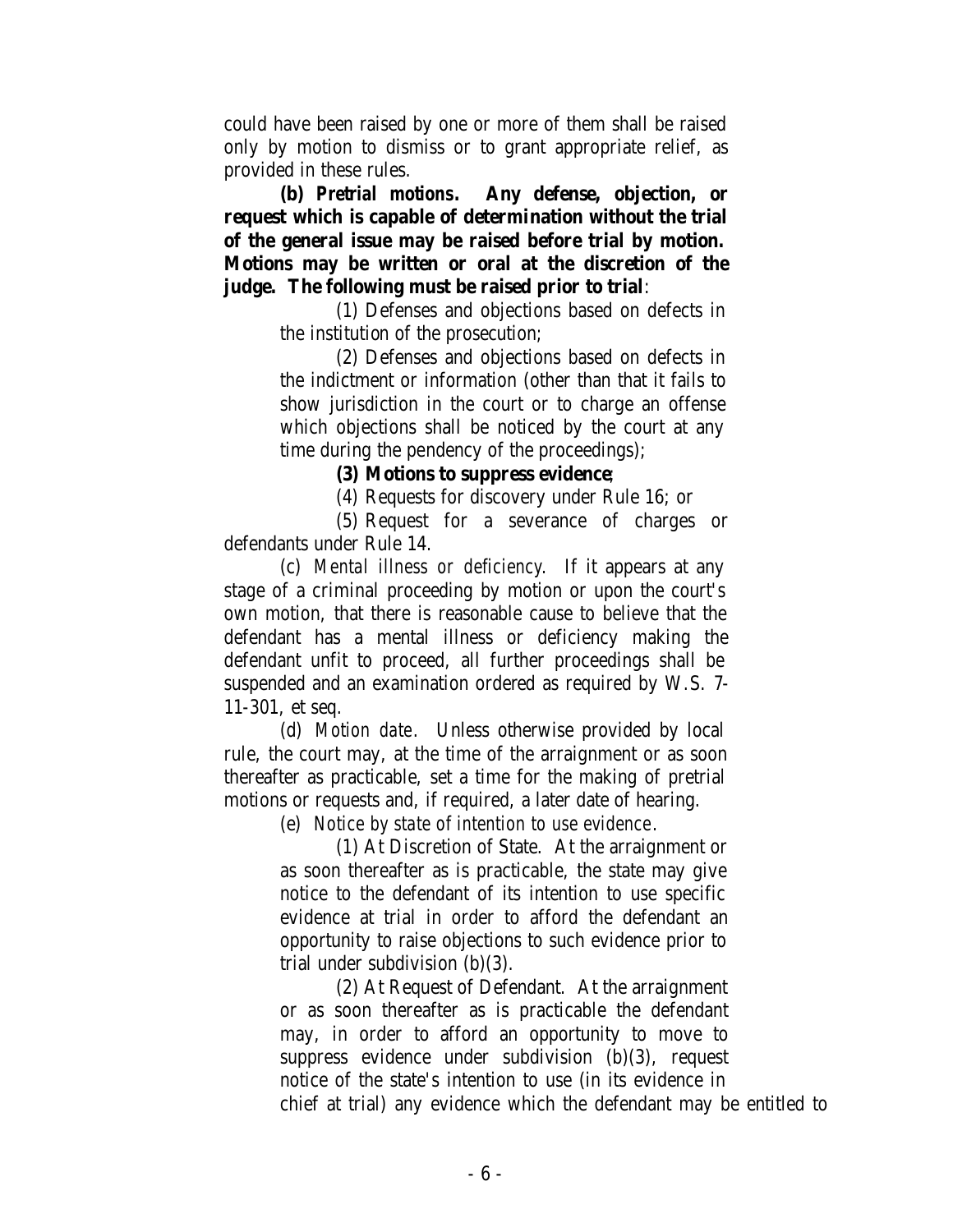could have been raised by one or more of them shall be raised only by motion to dismiss or to grant appropriate relief, as provided in these rules.

***(b) Pretrial motions*. Any defense, objection, or request which is capable of determination without the trial of the general issue may be raised before trial by motion. Motions may be written or oral at the discretion of the judge. The following must be raised prior to trial**:

(1) Defenses and objections based on defects in the institution of the prosecution;

(2) Defenses and objections based on defects in the indictment or information (other than that it fails to show jurisdiction in the court or to charge an offense which objections shall be noticed by the court at any time during the pendency of the proceedings);

**(3) Motions to suppress evidence**;

(4) Requests for discovery under Rule 16; or

(5) Request for a severance of charges or defendants under Rule 14.

(c) *Mental illness or deficiency*. If it appears at any stage of a criminal proceeding by motion or upon the court's own motion, that there is reasonable cause to believe that the defendant has a mental illness or deficiency making the defendant unfit to proceed, all further proceedings shall be suspended and an examination ordered as required by W.S. 7-11-301, et seq.

(d) *Motion date*. Unless otherwise provided by local rule, the court may, at the time of the arraignment or as soon thereafter as practicable, set a time for the making of pretrial motions or requests and, if required, a later date of hearing.

(e) *Notice by state of intention to use evidence*.

(1) At Discretion of State. At the arraignment or as soon thereafter as is practicable, the state may give notice to the defendant of its intention to use specific evidence at trial in order to afford the defendant an opportunity to raise objections to such evidence prior to trial under subdivision (b)(3).

(2) At Request of Defendant. At the arraignment or as soon thereafter as is practicable the defendant may, in order to afford an opportunity to move to suppress evidence under subdivision (b)(3), request notice of the state's intention to use (in its evidence in chief at trial) any evidence which the defendant may be entitled to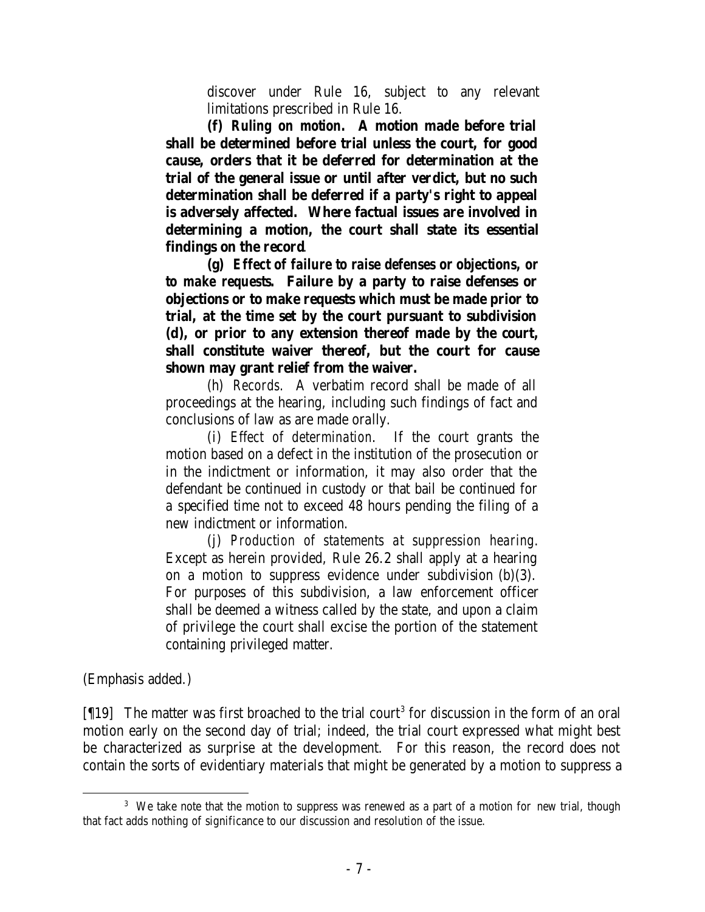discover under Rule 16, subject to any relevant limitations prescribed in Rule 16.

**(f) *Ruling on motion.* A motion made before trial shall be determined before trial unless the court, for good cause, orders that it be deferred for determination at the trial of the general issue or until after verdict, but no such determination shall be deferred if a party's right to appeal is adversely affected. Where factual issues are involved in determining a motion, the court shall state its essential findings on the record**.

**(g) *Effect of failure to raise defenses or objections, or to make requests.* Failure by a party to raise defenses or objections or to make requests which must be made prior to trial, at the time set by the court pursuant to subdivision (d), or prior to any extension thereof made by the court, shall constitute waiver thereof, but the court for cause shown may grant relief from the waiver.**

(h) *Records.* A verbatim record shall be made of all proceedings at the hearing, including such findings of fact and conclusions of law as are made orally.

(i) *Effect of determination.* If the court grants the motion based on a defect in the institution of the prosecution or in the indictment or information, it may also order that the defendant be continued in custody or that bail be continued for a specified time not to exceed 48 hours pending the filing of a new indictment or information.

(j) *Production of statements at suppression hearing.* Except as herein provided, Rule 26.2 shall apply at a hearing on a motion to suppress evidence under subdivision (b)(3). For purposes of this subdivision, a law enforcement officer shall be deemed a witness called by the state, and upon a claim of privilege the court shall excise the portion of the statement containing privileged matter.

(Emphasis added.)

[¶19] The matter was first broached to the trial court[3] for discussion in the form of an oral motion early on the second day of trial; indeed, the trial court expressed what might best be characterized as surprise at the development. For this reason, the record does not contain the sorts of evidentiary materials that might be generated by a motion to suppress a

[3] We take note that the motion to suppress was renewed as a part of a motion for new trial, though that fact adds nothing of significance to our discussion and resolution of the issue.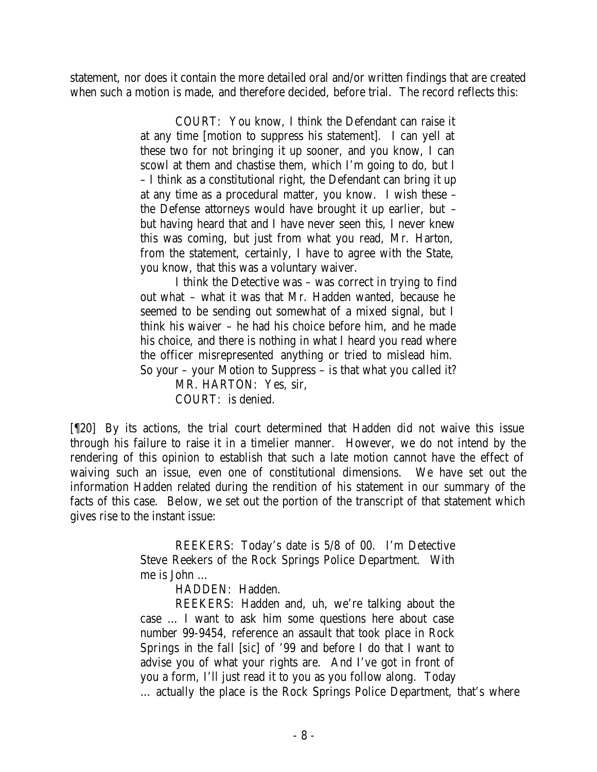statement, nor does it contain the more detailed oral and/or written findings that are created when such a motion is made, and therefore decided, before trial. The record reflects this:

> COURT: You know, I think the Defendant can raise it at any time [motion to suppress his statement]. I can yell at these two for not bringing it up sooner, and you know, I can scowl at them and chastise them, which I'm going to do, but I – I think as a constitutional right, the Defendant can bring it up at any time as a procedural matter, you know. I wish these – the Defense attorneys would have brought it up earlier, but – but having heard that and I have never seen this, I never knew this was coming, but just from what you read, Mr. Harton, from the statement, certainly, I have to agree with the State, you know, that this was a voluntary waiver.
>
> I think the Detective was – was correct in trying to find out what – what it was that Mr. Hadden wanted, because he seemed to be sending out somewhat of a mixed signal, but I think his waiver – he had his choice before him, and he made his choice, and there is nothing in what I heard you read where the officer misrepresented anything or tried to mislead him. So your – your Motion to Suppress – is that what you called it?
>
> MR. HARTON: Yes, sir,
>
> COURT: is denied.

[¶20] By its actions, the trial court determined that Hadden did not waive this issue through his failure to raise it in a timelier manner. However, we do not intend by the rendering of this opinion to establish that such a late motion cannot have the effect of waiving such an issue, even one of constitutional dimensions. We have set out the information Hadden related during the rendition of his statement in our summary of the facts of this case. Below, we set out the portion of the transcript of that statement which gives rise to the instant issue:

> REEKERS: Today's date is 5/8 of 00. I'm Detective Steve Reekers of the Rock Springs Police Department. With me is John ...
>
> HADDEN: Hadden.
>
> REEKERS: Hadden and, uh, we're talking about the case ... I want to ask him some questions here about case number 99-9454, reference an assault that took place in Rock Springs in the fall [*sic*] of '99 and before I do that I want to advise you of what your rights are. And I've got in front of you a form, I'll just read it to you as you follow along. Today ... actually the place is the Rock Springs Police Department, that's where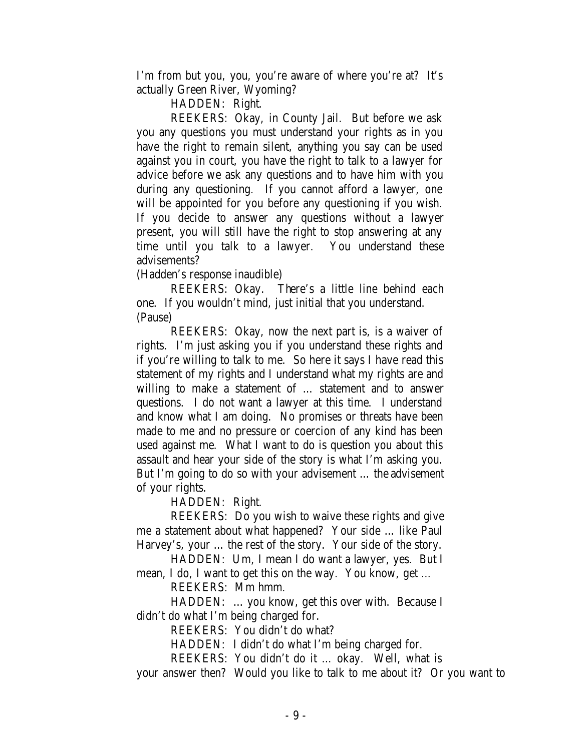I'm from but you, you, you're aware of where you're at? It's actually Green River, Wyoming?

HADDEN: Right.

REEKERS: Okay, in County Jail. But before we ask you any questions you must understand your rights as in you have the right to remain silent, anything you say can be used against you in court, you have the right to talk to a lawyer for advice before we ask any questions and to have him with you during any questioning. If you cannot afford a lawyer, one will be appointed for you before any questioning if you wish. If you decide to answer any questions without a lawyer present, you will still have the right to stop answering at any time until you talk to a lawyer. You understand these advisements?

(Hadden's response inaudible)

REEKERS: Okay. There's a little line behind each one. If you wouldn't mind, just initial that you understand.

(Pause)

REEKERS: Okay, now the next part is, is a waiver of rights. I'm just asking you if you understand these rights and if you're willing to talk to me. So here it says I have read this statement of my rights and I understand what my rights are and willing to make a statement of … statement and to answer questions. I do not want a lawyer at this time. I understand and know what I am doing. No promises or threats have been made to me and no pressure or coercion of any kind has been used against me. What I want to do is question you about this assault and hear your side of the story is what I'm asking you. But I'm going to do so with your advisement … the advisement of your rights.

HADDEN: Right.

REEKERS: Do you wish to waive these rights and give me a statement about what happened? Your side … like Paul Harvey's, your … the rest of the story. Your side of the story.

HADDEN: Um, I mean I do want a lawyer, yes. But I mean, I do, I want to get this on the way. You know, get …

REEKERS: Mm hmm.

HADDEN: … you know, get this over with. Because I didn't do what I'm being charged for.

REEKERS: You didn't do what?

HADDEN: I didn't do what I'm being charged for.

REEKERS: You didn't do it … okay. Well, what is your answer then? Would you like to talk to me about it? Or you want to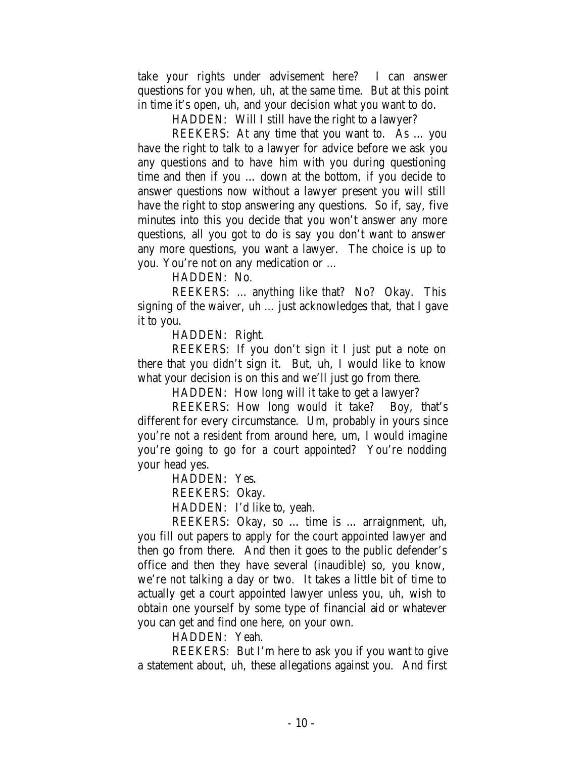take your rights under advisement here? I can answer questions for you when, uh, at the same time. But at this point in time it's open, uh, and your decision what you want to do.

HADDEN: Will I still have the right to a lawyer?

REEKERS: At any time that you want to. As … you have the right to talk to a lawyer for advice before we ask you any questions and to have him with you during questioning time and then if you … down at the bottom, if you decide to answer questions now without a lawyer present you will still have the right to stop answering any questions. So if, say, five minutes into this you decide that you won't answer any more questions, all you got to do is say you don't want to answer any more questions, you want a lawyer. The choice is up to you. You're not on any medication or …

HADDEN: No.

REEKERS: … anything like that? No? Okay. This signing of the waiver, uh … just acknowledges that, that I gave it to you.

HADDEN: Right.

REEKERS: If you don't sign it I just put a note on there that you didn't sign it. But, uh, I would like to know what your decision is on this and we'll just go from there.

HADDEN: How long will it take to get a lawyer?

REEKERS: How long would it take? Boy, that's different for every circumstance. Um, probably in yours since you're not a resident from around here, um, I would imagine you're going to go for a court appointed? You're nodding your head yes.

HADDEN: Yes.

REEKERS: Okay.

HADDEN: I'd like to, yeah.

REEKERS: Okay, so … time is … arraignment, uh, you fill out papers to apply for the court appointed lawyer and then go from there. And then it goes to the public defender's office and then they have several (inaudible) so, you know, we're not talking a day or two. It takes a little bit of time to actually get a court appointed lawyer unless you, uh, wish to obtain one yourself by some type of financial aid or whatever you can get and find one here, on your own.

HADDEN: Yeah.

REEKERS: But I'm here to ask you if you want to give a statement about, uh, these allegations against you. And first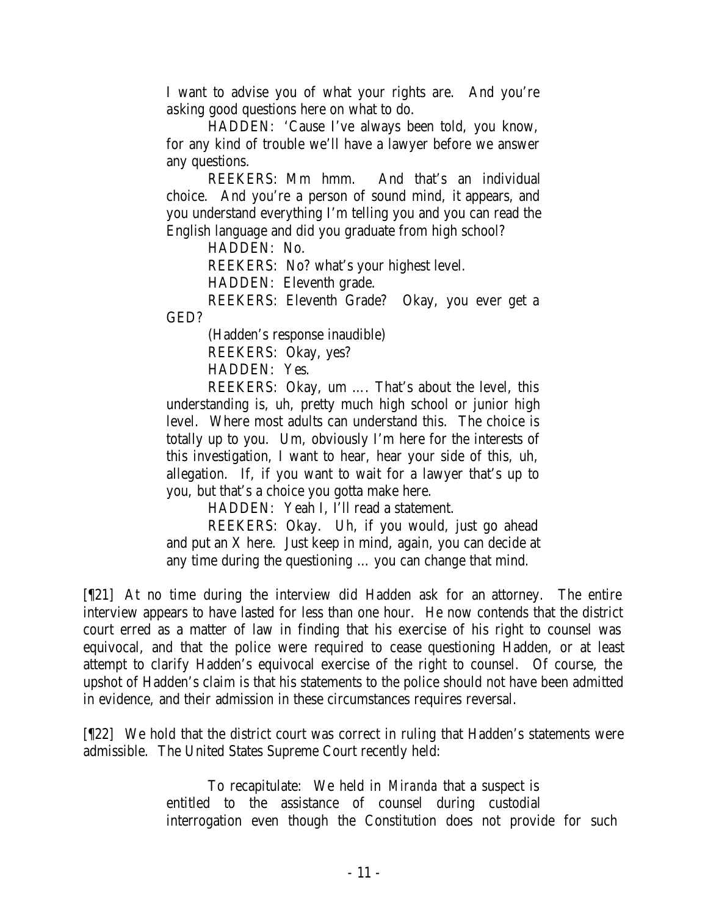I want to advise you of what your rights are. And you're asking good questions here on what to do.

> HADDEN: 'Cause I've always been told, you know, for any kind of trouble we'll have a lawyer before we answer any questions.
>
> REEKERS: Mm hmm. And that's an individual choice. And you're a person of sound mind, it appears, and you understand everything I'm telling you and you can read the English language and did you graduate from high school?
>
> HADDEN: No.
>
> REEKERS: No? what's your highest level.
>
> HADDEN: Eleventh grade.
>
> REEKERS: Eleventh Grade? Okay, you ever get a GED?
>
> (Hadden's response inaudible)
>
> REEKERS: Okay, yes?
>
> HADDEN: Yes.
>
> REEKERS: Okay, um …. That's about the level, this understanding is, uh, pretty much high school or junior high level. Where most adults can understand this. The choice is totally up to you. Um, obviously I'm here for the interests of this investigation, I want to hear, hear your side of this, uh, allegation. If, if you want to wait for a lawyer that's up to you, but that's a choice you gotta make here.
>
> HADDEN: Yeah I, I'll read a statement.
>
> REEKERS: Okay. Uh, if you would, just go ahead and put an X here. Just keep in mind, again, you can decide at any time during the questioning … you can change that mind.

[¶21] At no time during the interview did Hadden ask for an attorney. The entire interview appears to have lasted for less than one hour. He now contends that the district court erred as a matter of law in finding that his exercise of his right to counsel was equivocal, and that the police were required to cease questioning Hadden, or at least attempt to clarify Hadden's equivocal exercise of the right to counsel. Of course, the upshot of Hadden's claim is that his statements to the police should not have been admitted in evidence, and their admission in these circumstances requires reversal.

[¶22] We hold that the district court was correct in ruling that Hadden's statements were admissible. The United States Supreme Court recently held:

> To recapitulate: We held in *Miranda* that a suspect is entitled to the assistance of counsel during custodial interrogation even though the Constitution does not provide for such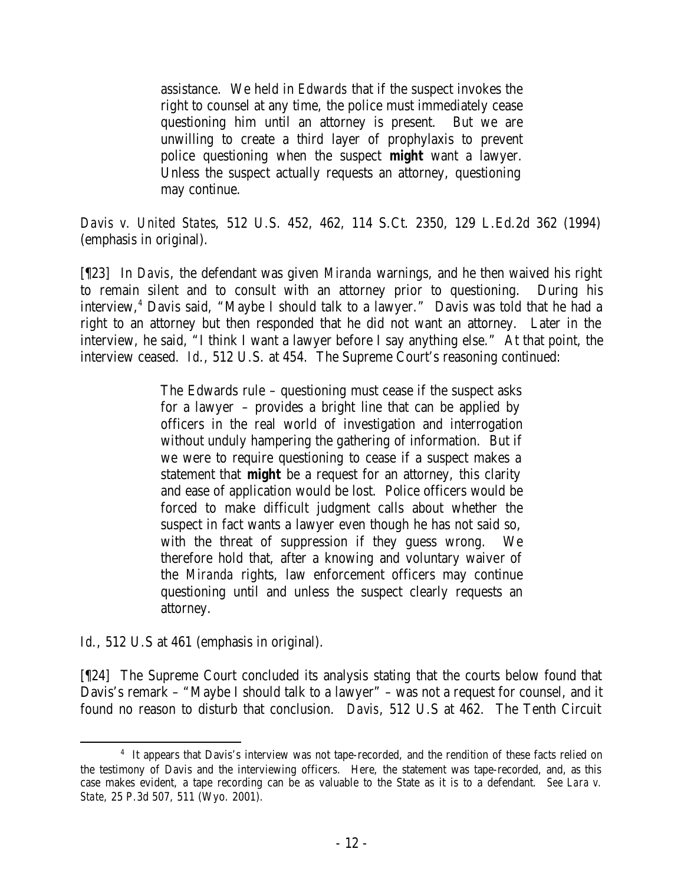> assistance. We held in *Edwards* that if the suspect invokes the right to counsel at any time, the police must immediately cease questioning him until an attorney is present. But we are unwilling to create a third layer of prophylaxis to prevent police questioning when the suspect **might** want a lawyer. Unless the suspect actually requests an attorney, questioning may continue.

*Davis v. United States*, 512 U.S. 452, 462, 114 S.Ct. 2350, 129 L.Ed.2d 362 (1994) (emphasis in original).

[¶23] In *Davis*, the defendant was given *Miranda* warnings, and he then waived his right to remain silent and to consult with an attorney prior to questioning. During his interview,[4] Davis said, "Maybe I should talk to a lawyer." Davis was told that he had a right to an attorney but then responded that he did not want an attorney. Later in the interview, he said, "I think I want a lawyer before I say anything else." At that point, the interview ceased. *Id.*, 512 U.S. at 454. The Supreme Court's reasoning continued:

> The Edwards rule – questioning must cease if the suspect asks for a lawyer – provides a bright line that can be applied by officers in the real world of investigation and interrogation without unduly hampering the gathering of information. But if we were to require questioning to cease if a suspect makes a statement that **might** be a request for an attorney, this clarity and ease of application would be lost. Police officers would be forced to make difficult judgment calls about whether the suspect in fact wants a lawyer even though he has not said so, with the threat of suppression if they guess wrong. We therefore hold that, after a knowing and voluntary waiver of the *Miranda* rights, law enforcement officers may continue questioning until and unless the suspect clearly requests an attorney.

*Id.*, 512 U.S at 461 (emphasis in original).

[¶24] The Supreme Court concluded its analysis stating that the courts below found that Davis's remark – "Maybe I should talk to a lawyer" – was not a request for counsel, and it found no reason to disturb that conclusion. *Davis*, 512 U.S at 462. The Tenth Circuit

---

[4] It appears that Davis's interview was not tape-recorded, and the rendition of these facts relied on the testimony of Davis and the interviewing officers. Here, the statement was tape-recorded, and, as this case makes evident, a tape recording can be as valuable to the State as it is to a defendant. *See Lara v. State*, 25 P.3d 507, 511 (Wyo. 2001).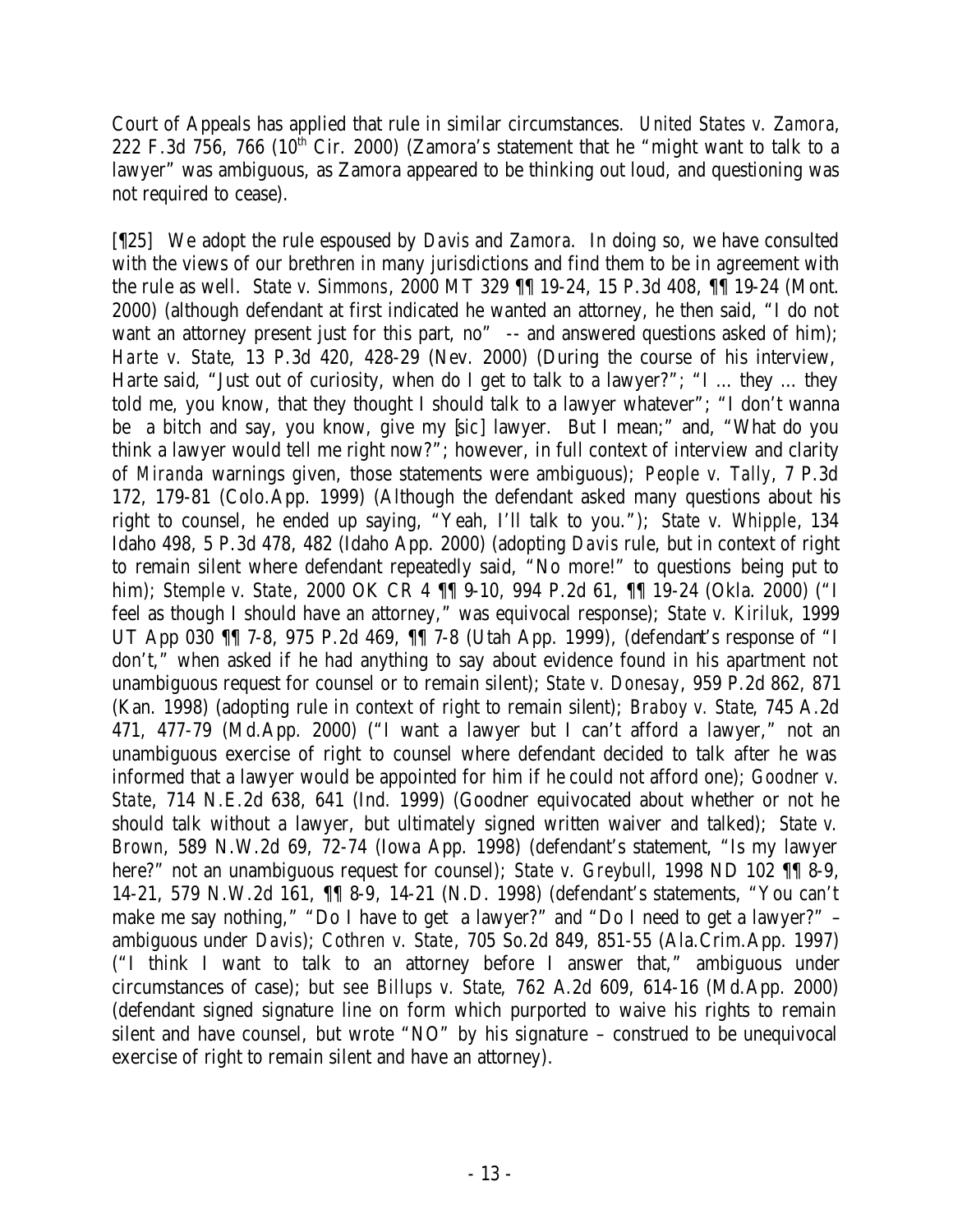Court of Appeals has applied that rule in similar circumstances. *United States v. Zamora*, 222 F.3d 756, 766 (10th Cir. 2000) (Zamora's statement that he "might want to talk to a lawyer" was ambiguous, as Zamora appeared to be thinking out loud, and questioning was not required to cease).

[¶25] We adopt the rule espoused by *Davis* and *Zamora*. In doing so, we have consulted with the views of our brethren in many jurisdictions and find them to be in agreement with the rule as well. *State v. Simmons*, 2000 MT 329 ¶¶ 19-24, 15 P.3d 408, ¶¶ 19-24 (Mont. 2000) (although defendant at first indicated he wanted an attorney, he then said, "I do not want an attorney present just for this part, no" -- and answered questions asked of him); *Harte v. State*, 13 P.3d 420, 428-29 (Nev. 2000) (During the course of his interview, Harte said, "Just out of curiosity, when do I get to talk to a lawyer?"; "I … they … they told me, you know, that they thought I should talk to a lawyer whatever"; "I don't wanna be a bitch and say, you know, give my [*sic*] lawyer. But I mean;" and, "What do you think a lawyer would tell me right now?"; however, in full context of interview and clarity of *Miranda* warnings given, those statements were ambiguous); *People v. Tally*, 7 P.3d 172, 179-81 (Colo.App. 1999) (Although the defendant asked many questions about his right to counsel, he ended up saying, "Yeah, I'll talk to you."); *State v. Whipple*, 134 Idaho 498, 5 P.3d 478, 482 (Idaho App. 2000) (adopting *Davis* rule, but in context of right to remain silent where defendant repeatedly said, "No more!" to questions being put to him); *Stemple v. State*, 2000 OK CR 4 ¶¶ 9-10, 994 P.2d 61, ¶¶ 19-24 (Okla. 2000) ("I feel as though I should have an attorney," was equivocal response); *State v. Kiriluk*, 1999 UT App 030 ¶¶ 7-8, 975 P.2d 469, ¶¶ 7-8 (Utah App. 1999), (defendant's response of "I don't," when asked if he had anything to say about evidence found in his apartment not unambiguous request for counsel or to remain silent); *State v. Donesay*, 959 P.2d 862, 871 (Kan. 1998) (adopting rule in context of right to remain silent); *Braboy v. State*, 745 A.2d 471, 477-79 (Md.App. 2000) ("I want a lawyer but I can't afford a lawyer," not an unambiguous exercise of right to counsel where defendant decided to talk after he was informed that a lawyer would be appointed for him if he could not afford one); *Goodner v. State*, 714 N.E.2d 638, 641 (Ind. 1999) (Goodner equivocated about whether or not he should talk without a lawyer, but ultimately signed written waiver and talked); *State v. Brown*, 589 N.W.2d 69, 72-74 (Iowa App. 1998) (defendant's statement, "Is my lawyer here?" not an unambiguous request for counsel); *State v. Greybull*, 1998 ND 102 ¶¶ 8-9, 14-21, 579 N.W.2d 161, ¶¶ 8-9, 14-21 (N.D. 1998) (defendant's statements, "You can't make me say nothing," "Do I have to get a lawyer?" and "Do I need to get a lawyer?" – ambiguous under *Davis*); *Cothren v. State*, 705 So.2d 849, 851-55 (Ala.Crim.App. 1997) ("I think I want to talk to an attorney before I answer that," ambiguous under circumstances of case); *but see Billups v. State*, 762 A.2d 609, 614-16 (Md.App. 2000) (defendant signed signature line on form which purported to waive his rights to remain silent and have counsel, but wrote "NO" by his signature – construed to be unequivocal exercise of right to remain silent and have an attorney).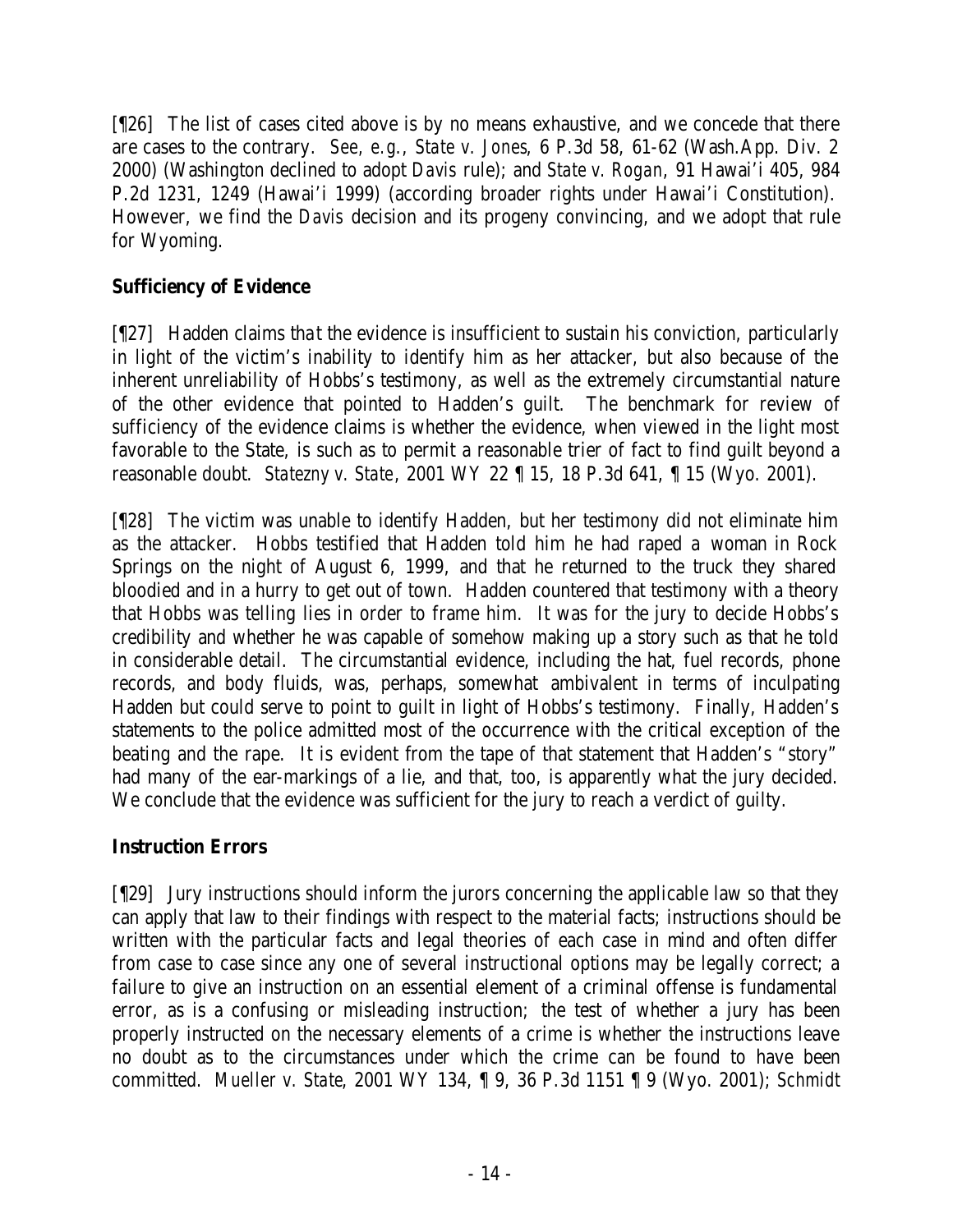[¶26] The list of cases cited above is by no means exhaustive, and we concede that there are cases to the contrary. *See, e.g.*, *State v. Jones*, 6 P.3d 58, 61-62 (Wash.App. Div. 2 2000) (Washington declined to adopt *Davis* rule); and *State v. Rogan*, 91 Hawai'i 405, 984 P.2d 1231, 1249 (Hawai'i 1999) (according broader rights under Hawai'i Constitution). However, we find the *Davis* decision and its progeny convincing, and we adopt that rule for Wyoming.

## Sufficiency of Evidence

[¶27] Hadden claims that the evidence is insufficient to sustain his conviction, particularly in light of the victim's inability to identify him as her attacker, but also because of the inherent unreliability of Hobbs's testimony, as well as the extremely circumstantial nature of the other evidence that pointed to Hadden's guilt. The benchmark for review of sufficiency of the evidence claims is whether the evidence, when viewed in the light most favorable to the State, is such as to permit a reasonable trier of fact to find guilt beyond a reasonable doubt. *Statezny v. State*, 2001 WY 22 ¶ 15, 18 P.3d 641, ¶ 15 (Wyo. 2001).

[¶28] The victim was unable to identify Hadden, but her testimony did not eliminate him as the attacker. Hobbs testified that Hadden told him he had raped a woman in Rock Springs on the night of August 6, 1999, and that he returned to the truck they shared bloodied and in a hurry to get out of town. Hadden countered that testimony with a theory that Hobbs was telling lies in order to frame him. It was for the jury to decide Hobbs's credibility and whether he was capable of somehow making up a story such as that he told in considerable detail. The circumstantial evidence, including the hat, fuel records, phone records, and body fluids, was, perhaps, somewhat ambivalent in terms of inculpating Hadden but could serve to point to guilt in light of Hobbs's testimony. Finally, Hadden's statements to the police admitted most of the occurrence with the critical exception of the beating and the rape. It is evident from the tape of that statement that Hadden's "story" had many of the ear-markings of a lie, and that, too, is apparently what the jury decided. We conclude that the evidence was sufficient for the jury to reach a verdict of guilty.

## Instruction Errors

[¶29] Jury instructions should inform the jurors concerning the applicable law so that they can apply that law to their findings with respect to the material facts; instructions should be written with the particular facts and legal theories of each case in mind and often differ from case to case since any one of several instructional options may be legally correct; a failure to give an instruction on an essential element of a criminal offense is fundamental error, as is a confusing or misleading instruction; the test of whether a jury has been properly instructed on the necessary elements of a crime is whether the instructions leave no doubt as to the circumstances under which the crime can be found to have been committed. *Mueller v. State*, 2001 WY 134, ¶ 9, 36 P.3d 1151 ¶ 9 (Wyo. 2001); *Schmidt*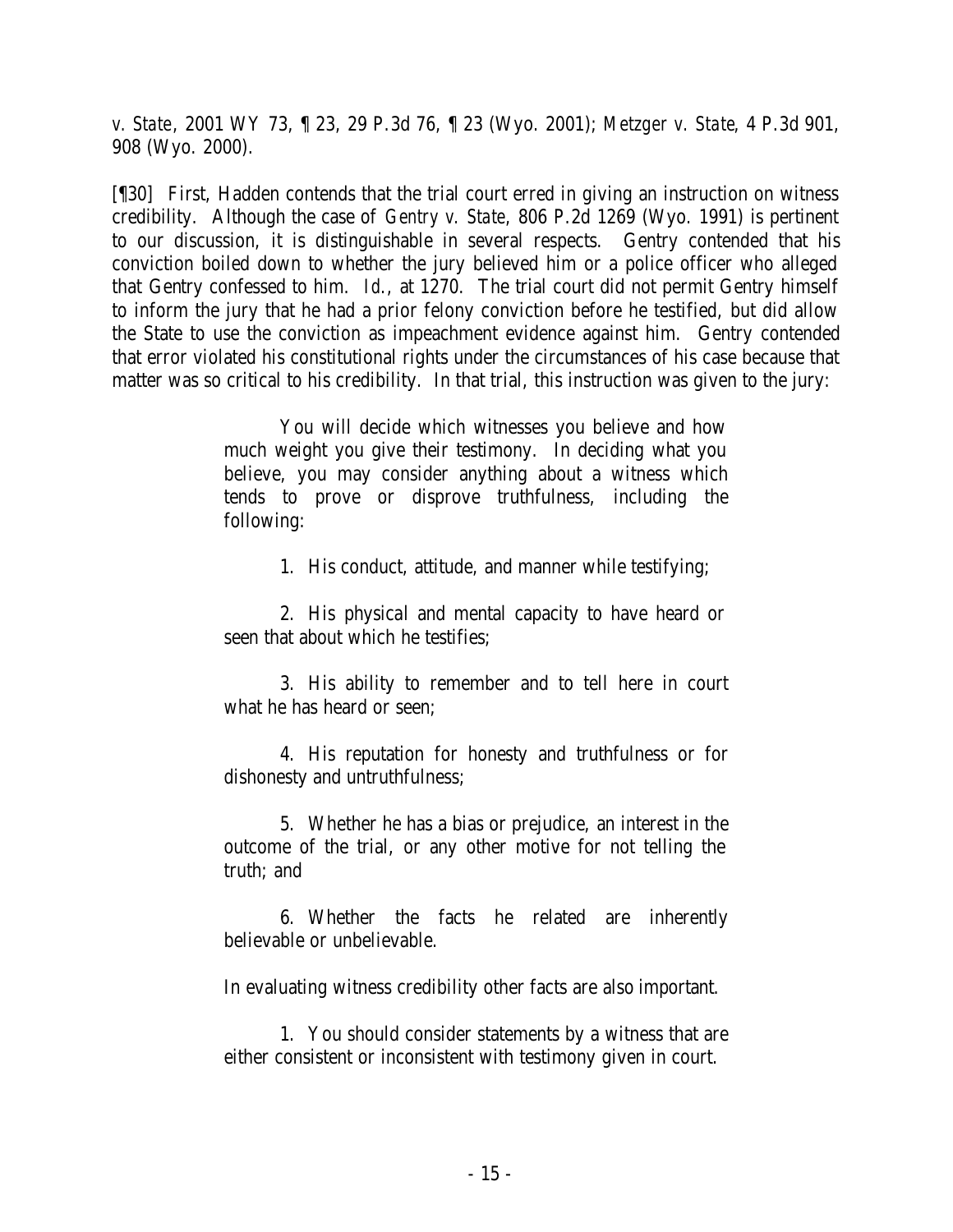*v. State*, 2001 WY 73, ¶ 23, 29 P.3d 76, ¶ 23 (Wyo. 2001); *Metzger v. State*, 4 P.3d 901, 908 (Wyo. 2000).

[¶30] First, Hadden contends that the trial court erred in giving an instruction on witness credibility. Although the case of *Gentry v. State*, 806 P.2d 1269 (Wyo. 1991) is pertinent to our discussion, it is distinguishable in several respects. Gentry contended that his conviction boiled down to whether the jury believed him or a police officer who alleged that Gentry confessed to him. *Id.*, at 1270. The trial court did not permit Gentry himself to inform the jury that he had a prior felony conviction before he testified, but did allow the State to use the conviction as impeachment evidence against him. Gentry contended that error violated his constitutional rights under the circumstances of his case because that matter was so critical to his credibility. In that trial, this instruction was given to the jury:

> You will decide which witnesses you believe and how much weight you give their testimony. In deciding what you believe, you may consider anything about a witness which tends to prove or disprove truthfulness, including the following:
>
> 1. His conduct, attitude, and manner while testifying;
>
> 2. His physical and mental capacity to have heard or seen that about which he testifies;
>
> 3. His ability to remember and to tell here in court what he has heard or seen;
>
> 4. His reputation for honesty and truthfulness or for dishonesty and untruthfulness;
>
> 5. Whether he has a bias or prejudice, an interest in the outcome of the trial, or any other motive for not telling the truth; and
>
> 6. Whether the facts he related are inherently believable or unbelievable.
>
> In evaluating witness credibility other facts are also important.
>
> 1. You should consider statements by a witness that are either consistent or inconsistent with testimony given in court.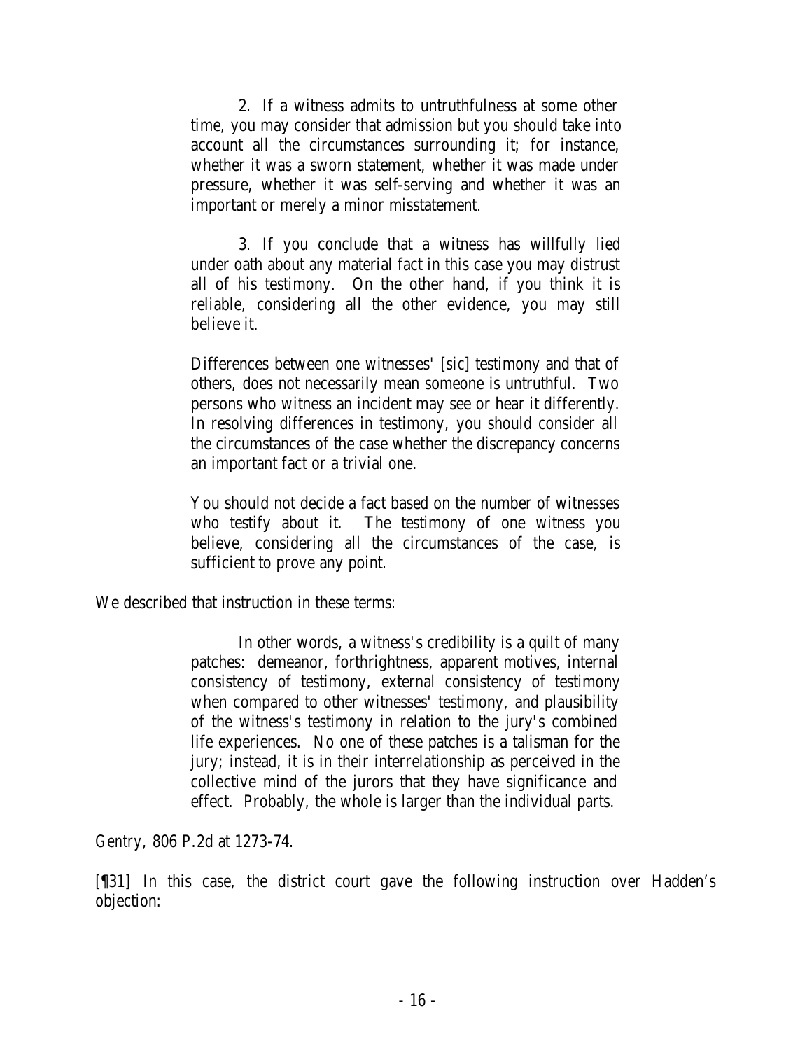> 2. If a witness admits to untruthfulness at some other time, you may consider that admission but you should take into account all the circumstances surrounding it; for instance, whether it was a sworn statement, whether it was made under pressure, whether it was self-serving and whether it was an important or merely a minor misstatement.
>
> 3. If you conclude that a witness has willfully lied under oath about any material fact in this case you may distrust all of his testimony. On the other hand, if you think it is reliable, considering all the other evidence, you may still believe it.
>
> Differences between one witnesses' [*sic*] testimony and that of others, does not necessarily mean someone is untruthful. Two persons who witness an incident may see or hear it differently. In resolving differences in testimony, you should consider all the circumstances of the case whether the discrepancy concerns an important fact or a trivial one.
>
> You should not decide a fact based on the number of witnesses who testify about it. The testimony of one witness you believe, considering all the circumstances of the case, is sufficient to prove any point.

We described that instruction in these terms:

> In other words, a witness's credibility is a quilt of many patches: demeanor, forthrightness, apparent motives, internal consistency of testimony, external consistency of testimony when compared to other witnesses' testimony, and plausibility of the witness's testimony in relation to the jury's combined life experiences. No one of these patches is a talisman for the jury; instead, it is in their interrelationship as perceived in the collective mind of the jurors that they have significance and effect. Probably, the whole is larger than the individual parts.

*Gentry*, 806 P.2d at 1273-74.

[¶31] In this case, the district court gave the following instruction over Hadden's objection: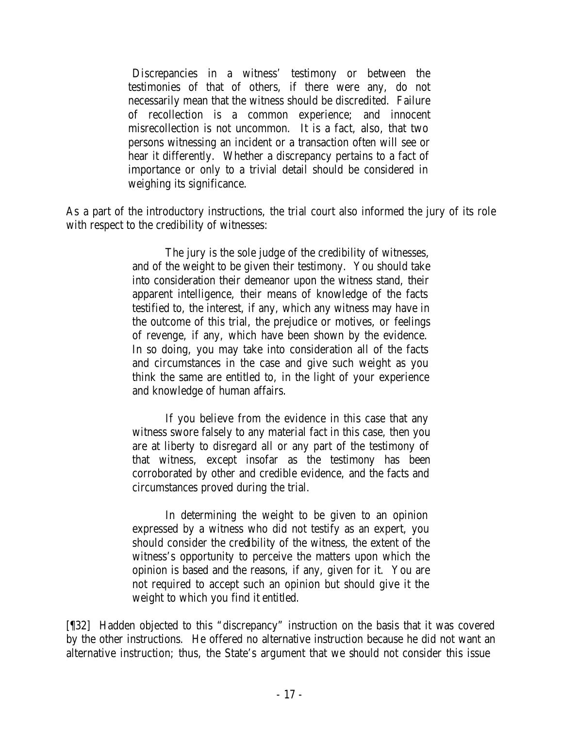> Discrepancies in a witness' testimony or between the testimonies of that of others, if there were any, do not necessarily mean that the witness should be discredited. Failure of recollection is a common experience; and innocent misrecollection is not uncommon. It is a fact, also, that two persons witnessing an incident or a transaction often will see or hear it differently. Whether a discrepancy pertains to a fact of importance or only to a trivial detail should be considered in weighing its significance.

As a part of the introductory instructions, the trial court also informed the jury of its role with respect to the credibility of witnesses:

> The jury is the sole judge of the credibility of witnesses, and of the weight to be given their testimony. You should take into consideration their demeanor upon the witness stand, their apparent intelligence, their means of knowledge of the facts testified to, the interest, if any, which any witness may have in the outcome of this trial, the prejudice or motives, or feelings of revenge, if any, which have been shown by the evidence. In so doing, you may take into consideration all of the facts and circumstances in the case and give such weight as you think the same are entitled to, in the light of your experience and knowledge of human affairs.
>
> If you believe from the evidence in this case that any witness swore falsely to any material fact in this case, then you are at liberty to disregard all or any part of the testimony of that witness, except insofar as the testimony has been corroborated by other and credible evidence, and the facts and circumstances proved during the trial.
>
> In determining the weight to be given to an opinion expressed by a witness who did not testify as an expert, you should consider the credibility of the witness, the extent of the witness's opportunity to perceive the matters upon which the opinion is based and the reasons, if any, given for it. You are not required to accept such an opinion but should give it the weight to which you find it entitled.

[¶32] Hadden objected to this "discrepancy" instruction on the basis that it was covered by the other instructions. He offered no alternative instruction because he did not want an alternative instruction; thus, the State's argument that we should not consider this issue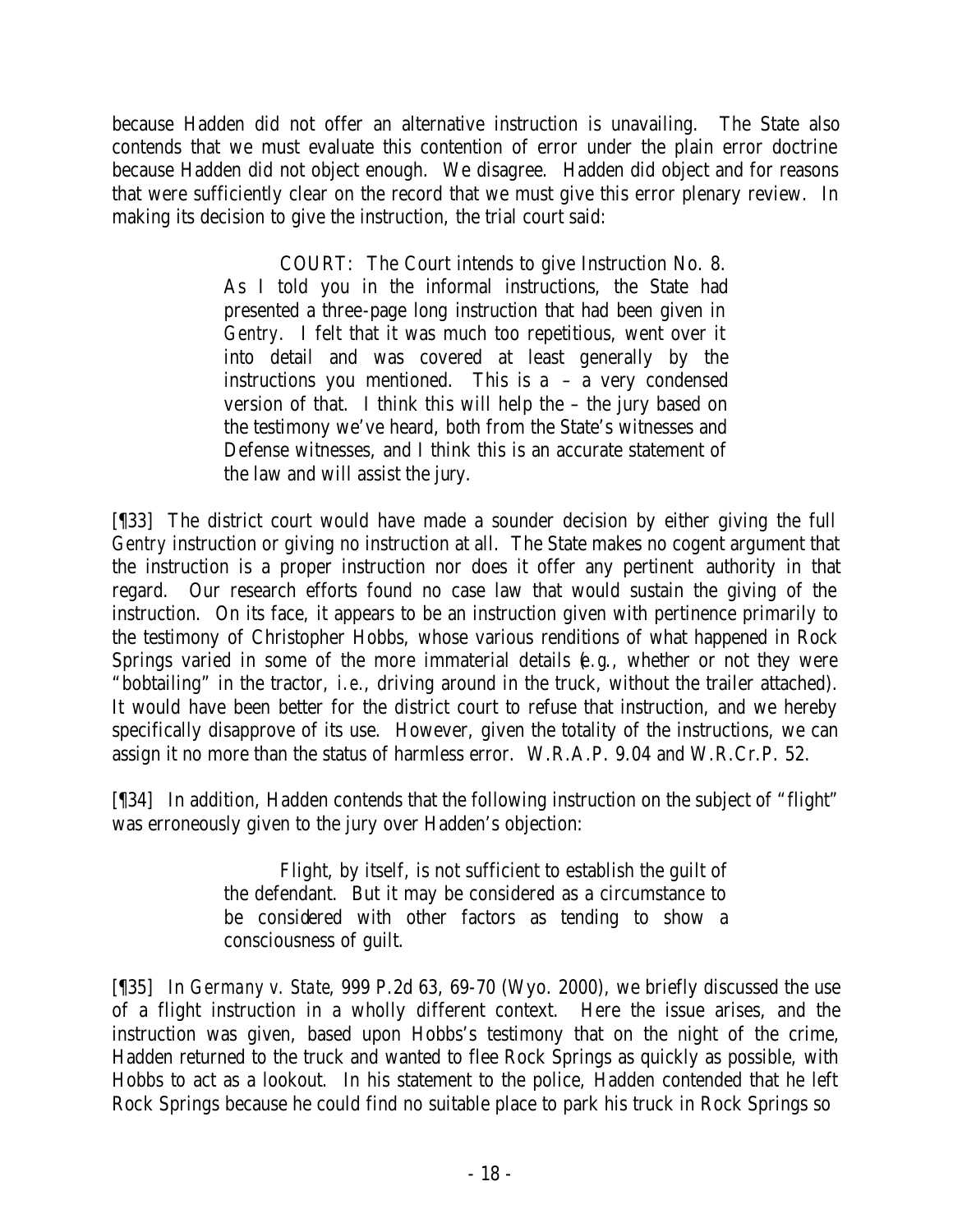because Hadden did not offer an alternative instruction is unavailing. The State also contends that we must evaluate this contention of error under the plain error doctrine because Hadden did not object enough. We disagree. Hadden did object and for reasons that were sufficiently clear on the record that we must give this error plenary review. In making its decision to give the instruction, the trial court said:

> COURT: The Court intends to give Instruction No. 8. As I told you in the informal instructions, the State had presented a three-page long instruction that had been given in *Gentry*. I felt that it was much too repetitious, went over it into detail and was covered at least generally by the instructions you mentioned. This is a – a very condensed version of that. I think this will help the – the jury based on the testimony we've heard, both from the State's witnesses and Defense witnesses, and I think this is an accurate statement of the law and will assist the jury.

[¶33] The district court would have made a sounder decision by either giving the full *Gentry* instruction or giving no instruction at all. The State makes no cogent argument that the instruction is a proper instruction nor does it offer any pertinent authority in that regard. Our research efforts found no case law that would sustain the giving of the instruction. On its face, it appears to be an instruction given with pertinence primarily to the testimony of Christopher Hobbs, whose various renditions of what happened in Rock Springs varied in some of the more immaterial details (*e.g.*, whether or not they were "bobtailing" in the tractor, *i.e.*, driving around in the truck, without the trailer attached). It would have been better for the district court to refuse that instruction, and we hereby specifically disapprove of its use. However, given the totality of the instructions, we can assign it no more than the status of harmless error. W.R.A.P. 9.04 and W.R.Cr.P. 52.

[¶34] In addition, Hadden contends that the following instruction on the subject of "flight" was erroneously given to the jury over Hadden's objection:

> Flight, by itself, is not sufficient to establish the guilt of the defendant. But it may be considered as a circumstance to be considered with other factors as tending to show a consciousness of guilt.

[¶35] In *Germany v. State*, 999 P.2d 63, 69-70 (Wyo. 2000), we briefly discussed the use of a flight instruction in a wholly different context. Here the issue arises, and the instruction was given, based upon Hobbs's testimony that on the night of the crime, Hadden returned to the truck and wanted to flee Rock Springs as quickly as possible, with Hobbs to act as a lookout. In his statement to the police, Hadden contended that he left Rock Springs because he could find no suitable place to park his truck in Rock Springs so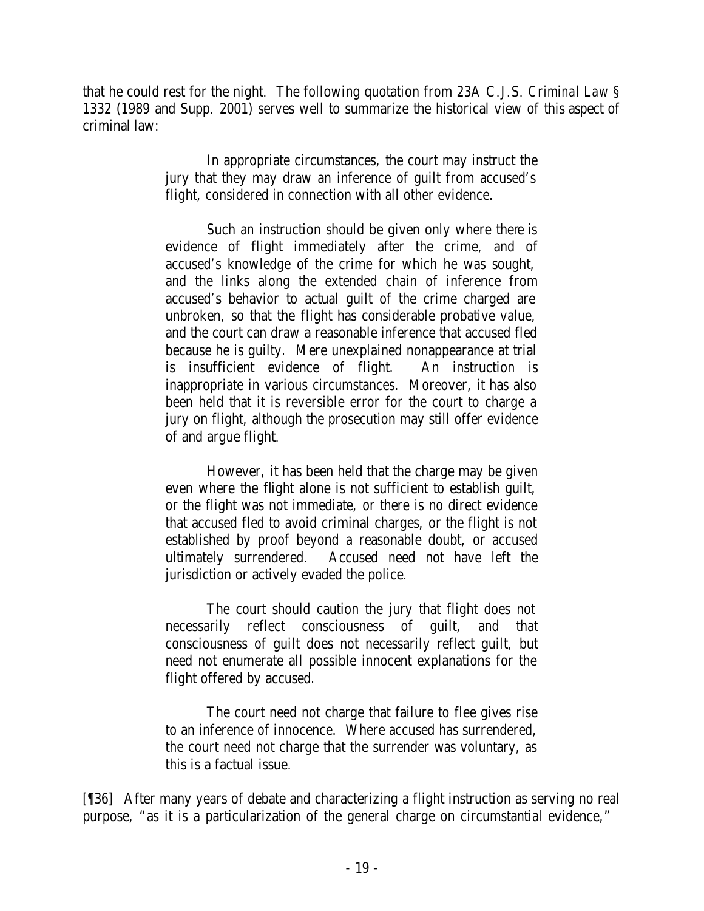that he could rest for the night. The following quotation from 23A C.J.S. *Criminal Law* § 1332 (1989 and Supp. 2001) serves well to summarize the historical view of this aspect of criminal law:

> In appropriate circumstances, the court may instruct the jury that they may draw an inference of guilt from accused's flight, considered in connection with all other evidence.
>
> Such an instruction should be given only where there is evidence of flight immediately after the crime, and of accused's knowledge of the crime for which he was sought, and the links along the extended chain of inference from accused's behavior to actual guilt of the crime charged are unbroken, so that the flight has considerable probative value, and the court can draw a reasonable inference that accused fled because he is guilty. Mere unexplained nonappearance at trial is insufficient evidence of flight. An instruction is inappropriate in various circumstances. Moreover, it has also been held that it is reversible error for the court to charge a jury on flight, although the prosecution may still offer evidence of and argue flight.
>
> However, it has been held that the charge may be given even where the flight alone is not sufficient to establish guilt, or the flight was not immediate, or there is no direct evidence that accused fled to avoid criminal charges, or the flight is not established by proof beyond a reasonable doubt, or accused ultimately surrendered. Accused need not have left the jurisdiction or actively evaded the police.
>
> The court should caution the jury that flight does not necessarily reflect consciousness of guilt, and that consciousness of guilt does not necessarily reflect guilt, but need not enumerate all possible innocent explanations for the flight offered by accused.
>
> The court need not charge that failure to flee gives rise to an inference of innocence. Where accused has surrendered, the court need not charge that the surrender was voluntary, as this is a factual issue.

[¶36] After many years of debate and characterizing a flight instruction as serving no real purpose, "as it is a particularization of the general charge on circumstantial evidence,"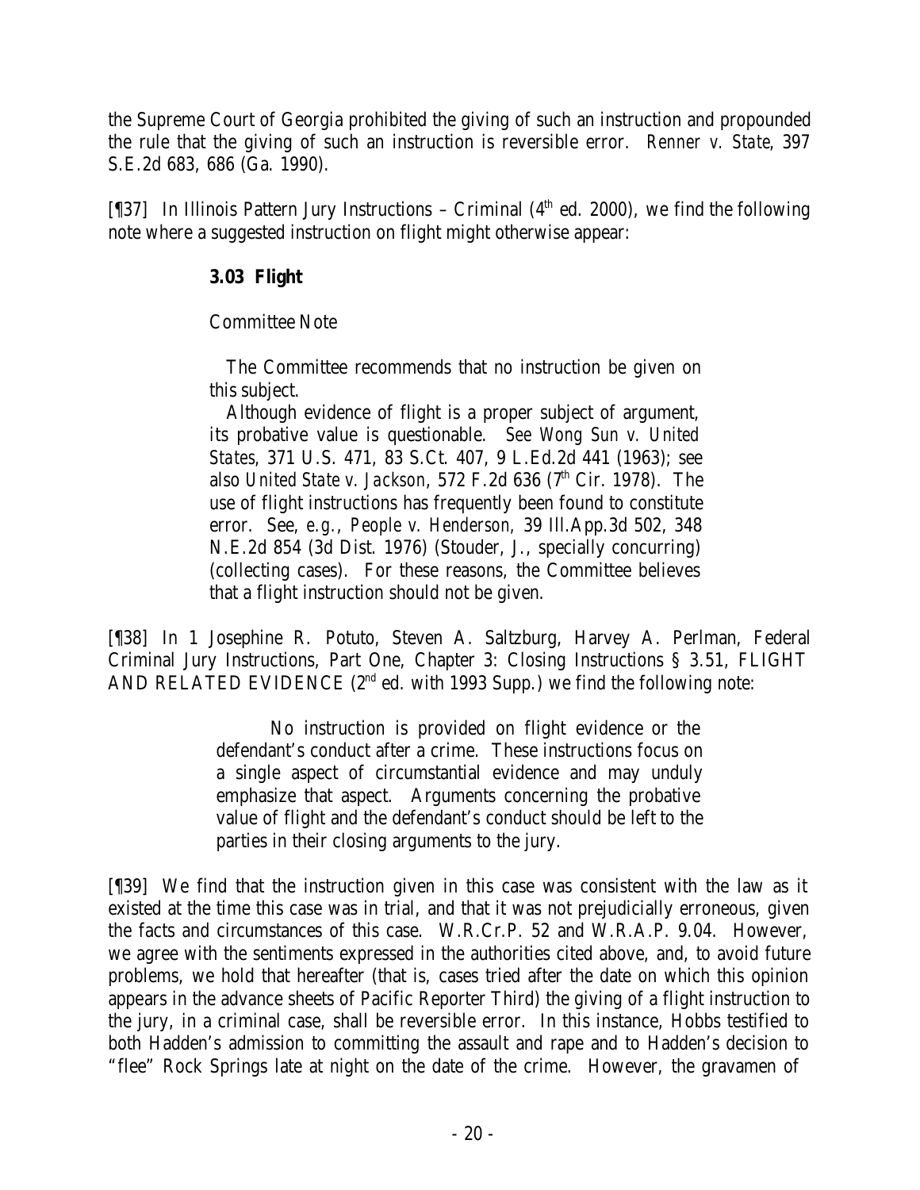the Supreme Court of Georgia prohibited the giving of such an instruction and propounded the rule that the giving of such an instruction is reversible error. *Renner v. State*, 397 S.E.2d 683, 686 (Ga. 1990).

[¶37] In Illinois Pattern Jury Instructions – Criminal (4th ed. 2000), we find the following note where a suggested instruction on flight might otherwise appear:

> **3.03 Flight**
>
> Committee Note
>
> The Committee recommends that no instruction be given on this subject.
>
> Although evidence of flight is a proper subject of argument, its probative value is questionable. *See Wong Sun v. United States*, 371 U.S. 471, 83 S.Ct. 407, 9 L.Ed.2d 441 (1963); see also *United State v. Jackson*, 572 F.2d 636 (7th Cir. 1978). The use of flight instructions has frequently been found to constitute error. See, *e.g.*, *People v. Henderson*, 39 Ill.App.3d 502, 348 N.E.2d 854 (3d Dist. 1976) (Stouder, J., specially concurring) (collecting cases). For these reasons, the Committee believes that a flight instruction should not be given.

[¶38] In 1 Josephine R. Potuto, Steven A. Saltzburg, Harvey A. Perlman, Federal Criminal Jury Instructions, Part One, Chapter 3: Closing Instructions § 3.51, FLIGHT AND RELATED EVIDENCE (2nd ed. with 1993 Supp.) we find the following note:

> No instruction is provided on flight evidence or the defendant's conduct after a crime. These instructions focus on a single aspect of circumstantial evidence and may unduly emphasize that aspect. Arguments concerning the probative value of flight and the defendant's conduct should be left to the parties in their closing arguments to the jury.

[¶39] We find that the instruction given in this case was consistent with the law as it existed at the time this case was in trial, and that it was not prejudicially erroneous, given the facts and circumstances of this case. W.R.Cr.P. 52 and W.R.A.P. 9.04. However, we agree with the sentiments expressed in the authorities cited above, and, to avoid future problems, we hold that hereafter (that is, cases tried after the date on which this opinion appears in the advance sheets of Pacific Reporter Third) the giving of a flight instruction to the jury, in a criminal case, shall be reversible error. In this instance, Hobbs testified to both Hadden's admission to committing the assault and rape and to Hadden's decision to "flee" Rock Springs late at night on the date of the crime. However, the gravamen of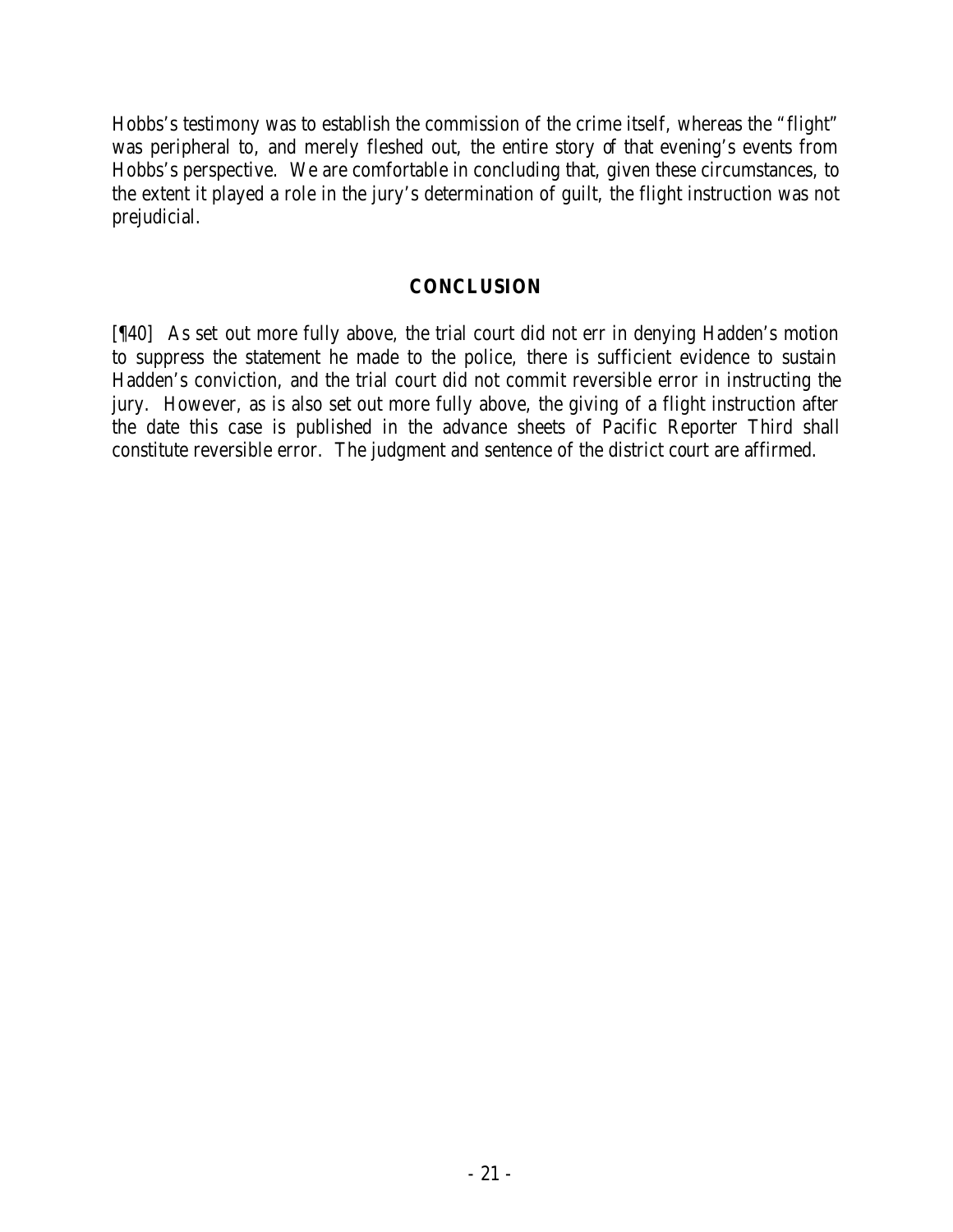Hobbs's testimony was to establish the commission of the crime itself, whereas the "flight" was peripheral to, and merely fleshed out, the entire story of that evening's events from Hobbs's perspective. We are comfortable in concluding that, given these circumstances, to the extent it played a role in the jury's determination of guilt, the flight instruction was not prejudicial.

## CONCLUSION

[¶40] As set out more fully above, the trial court did not err in denying Hadden's motion to suppress the statement he made to the police, there is sufficient evidence to sustain Hadden's conviction, and the trial court did not commit reversible error in instructing the jury. However, as is also set out more fully above, the giving of a flight instruction after the date this case is published in the advance sheets of Pacific Reporter Third shall constitute reversible error. The judgment and sentence of the district court are affirmed.